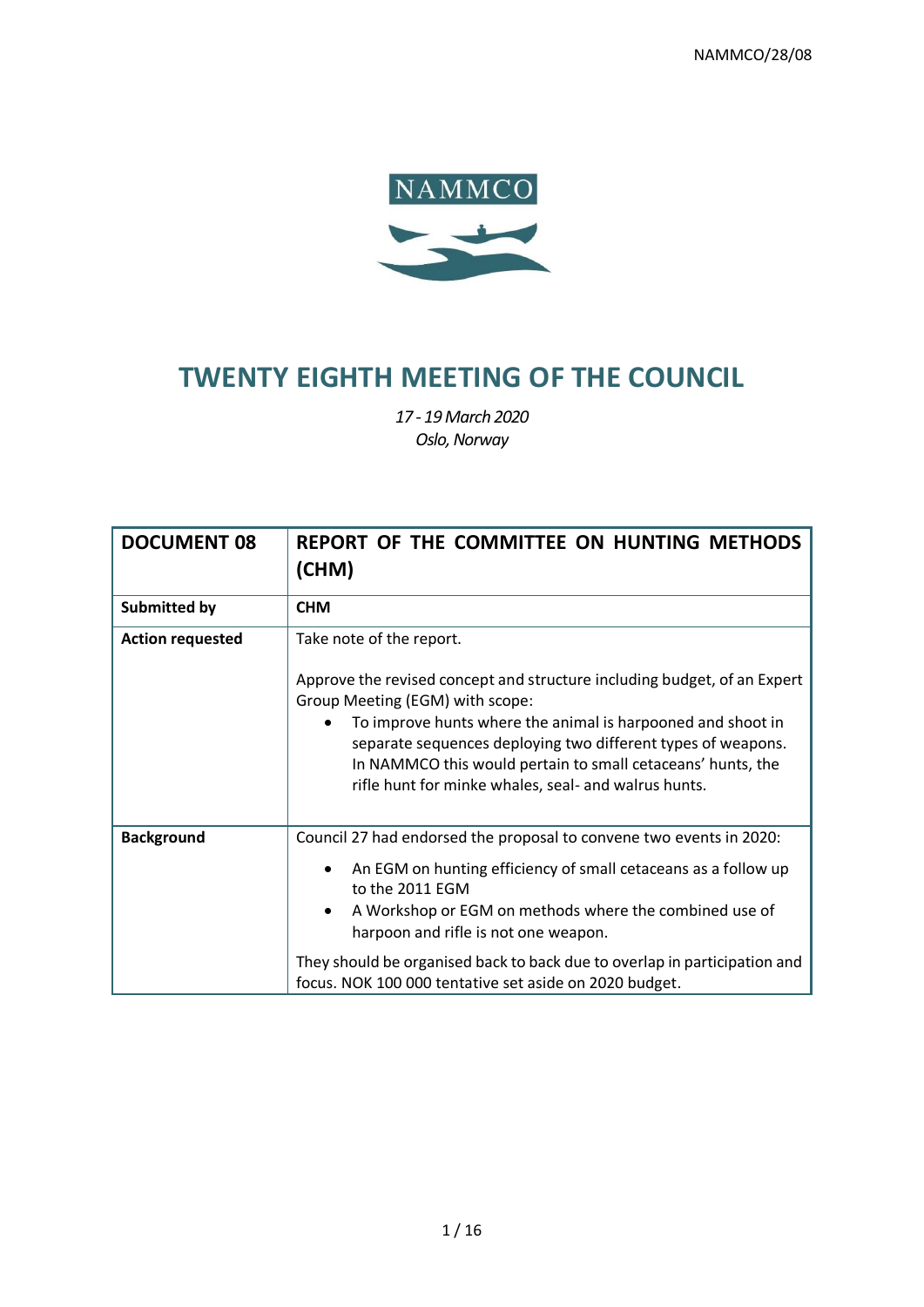NAMMCO

# TWENTY EIGHTH MEETING OF THE COUNCIL

*17 - 19 March 2020*
*Oslo, Norway*

| **DOCUMENT 08** | **REPORT OF THE COMMITTEE ON HUNTING METHODS (CHM)** |
|---|---|
| **Submitted by** | **CHM** |
| **Action requested** | Take note of the report.<br><br>Approve the revised concept and structure including budget, of an Expert Group Meeting (EGM) with scope:<br>• To improve hunts where the animal is harpooned and shoot in separate sequences deploying two different types of weapons. In NAMMCO this would pertain to small cetaceans' hunts, the rifle hunt for minke whales, seal- and walrus hunts. |
| **Background** | Council 27 had endorsed the proposal to convene two events in 2020:<br>• An EGM on hunting efficiency of small cetaceans as a follow up to the 2011 EGM<br>• A Workshop or EGM on methods where the combined use of harpoon and rifle is not one weapon.<br><br>They should be organised back to back due to overlap in participation and focus. NOK 100 000 tentative set aside on 2020 budget. |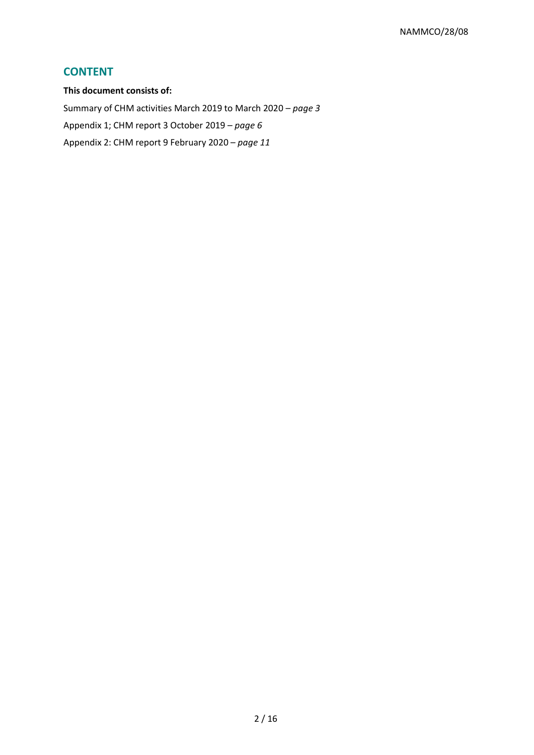## CONTENT

**This document consists of:**

Summary of CHM activities March 2019 to March 2020 – *page 3*

Appendix 1; CHM report 3 October 2019 – *page 6*

Appendix 2: CHM report 9 February 2020 – *page 11*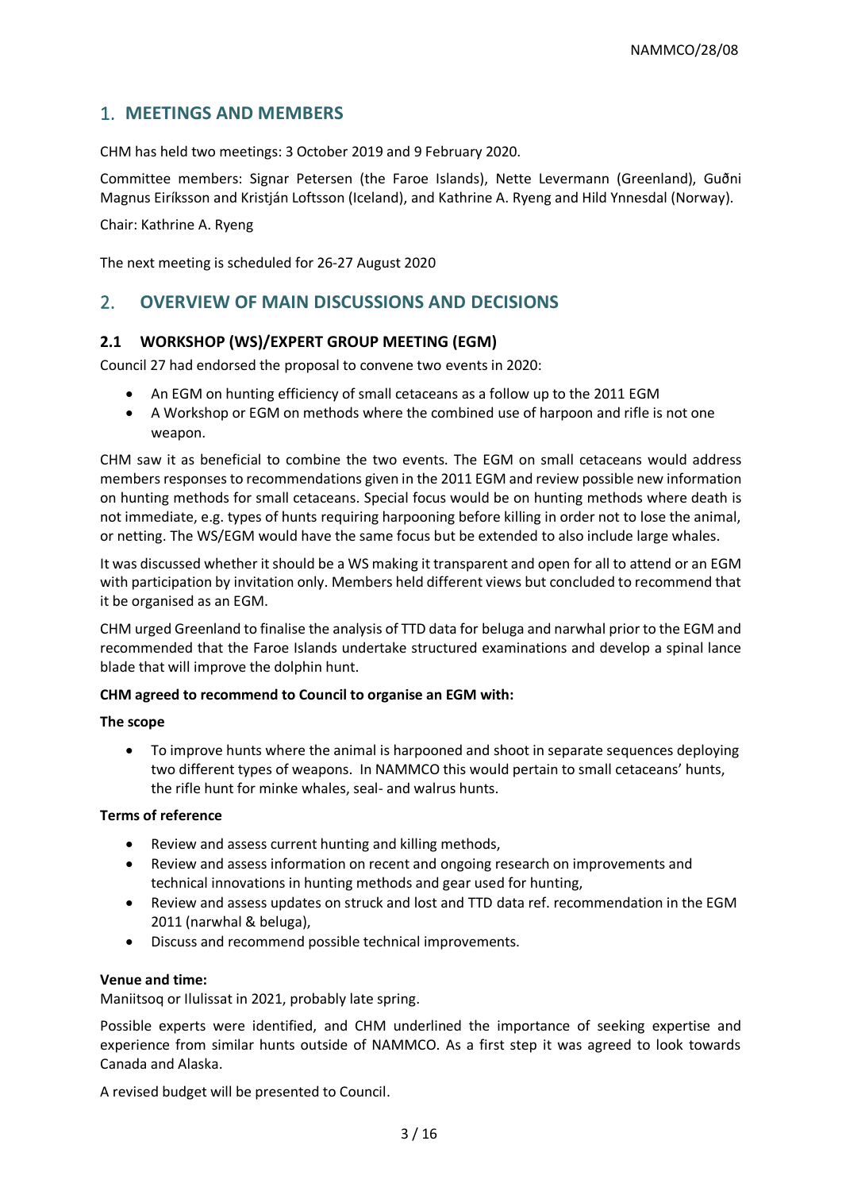## 1. MEETINGS AND MEMBERS

CHM has held two meetings: 3 October 2019 and 9 February 2020.

Committee members: Signar Petersen (the Faroe Islands), Nette Levermann (Greenland), Guðni Magnus Eiríksson and Kristján Loftsson (Iceland), and Kathrine A. Ryeng and Hild Ynnesdal (Norway).

Chair: Kathrine A. Ryeng

The next meeting is scheduled for 26-27 August 2020

## 2. OVERVIEW OF MAIN DISCUSSIONS AND DECISIONS

### 2.1 WORKSHOP (WS)/EXPERT GROUP MEETING (EGM)

Council 27 had endorsed the proposal to convene two events in 2020:

- An EGM on hunting efficiency of small cetaceans as a follow up to the 2011 EGM
- A Workshop or EGM on methods where the combined use of harpoon and rifle is not one weapon.

CHM saw it as beneficial to combine the two events. The EGM on small cetaceans would address members responses to recommendations given in the 2011 EGM and review possible new information on hunting methods for small cetaceans. Special focus would be on hunting methods where death is not immediate, e.g. types of hunts requiring harpooning before killing in order not to lose the animal, or netting. The WS/EGM would have the same focus but be extended to also include large whales.

It was discussed whether it should be a WS making it transparent and open for all to attend or an EGM with participation by invitation only. Members held different views but concluded to recommend that it be organised as an EGM.

CHM urged Greenland to finalise the analysis of TTD data for beluga and narwhal prior to the EGM and recommended that the Faroe Islands undertake structured examinations and develop a spinal lance blade that will improve the dolphin hunt.

**CHM agreed to recommend to Council to organise an EGM with:**

**The scope**

- To improve hunts where the animal is harpooned and shoot in separate sequences deploying two different types of weapons. In NAMMCO this would pertain to small cetaceans' hunts, the rifle hunt for minke whales, seal- and walrus hunts.

**Terms of reference**

- Review and assess current hunting and killing methods,
- Review and assess information on recent and ongoing research on improvements and technical innovations in hunting methods and gear used for hunting,
- Review and assess updates on struck and lost and TTD data ref. recommendation in the EGM 2011 (narwhal & beluga),
- Discuss and recommend possible technical improvements.

**Venue and time:**
Maniitsoq or Ilulissat in 2021, probably late spring.

Possible experts were identified, and CHM underlined the importance of seeking expertise and experience from similar hunts outside of NAMMCO. As a first step it was agreed to look towards Canada and Alaska.

A revised budget will be presented to Council.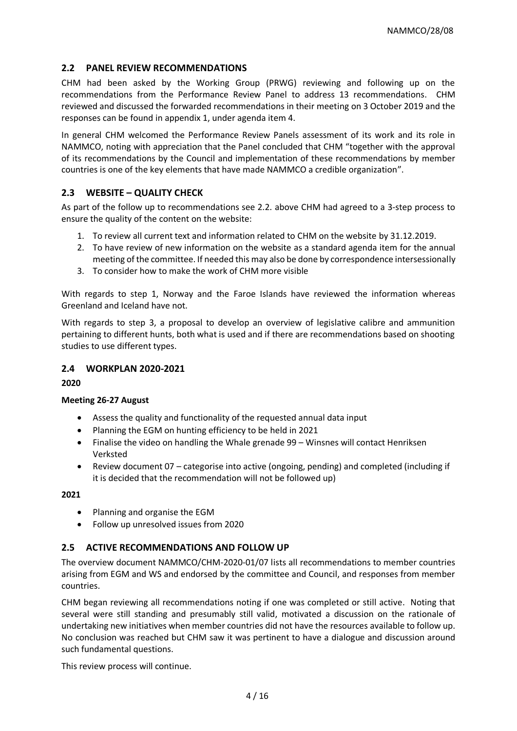## 2.2 PANEL REVIEW RECOMMENDATIONS

CHM had been asked by the Working Group (PRWG) reviewing and following up on the recommendations from the Performance Review Panel to address 13 recommendations. CHM reviewed and discussed the forwarded recommendations in their meeting on 3 October 2019 and the responses can be found in appendix 1, under agenda item 4.

In general CHM welcomed the Performance Review Panels assessment of its work and its role in NAMMCO, noting with appreciation that the Panel concluded that CHM "together with the approval of its recommendations by the Council and implementation of these recommendations by member countries is one of the key elements that have made NAMMCO a credible organization".

## 2.3 WEBSITE – QUALITY CHECK

As part of the follow up to recommendations see 2.2. above CHM had agreed to a 3-step process to ensure the quality of the content on the website:

1. To review all current text and information related to CHM on the website by 31.12.2019.
2. To have review of new information on the website as a standard agenda item for the annual meeting of the committee. If needed this may also be done by correspondence intersessionally
3. To consider how to make the work of CHM more visible

With regards to step 1, Norway and the Faroe Islands have reviewed the information whereas Greenland and Iceland have not.

With regards to step 3, a proposal to develop an overview of legislative calibre and ammunition pertaining to different hunts, both what is used and if there are recommendations based on shooting studies to use different types.

## 2.4 WORKPLAN 2020-2021

**2020**

**Meeting 26-27 August**

- Assess the quality and functionality of the requested annual data input
- Planning the EGM on hunting efficiency to be held in 2021
- Finalise the video on handling the Whale grenade 99 – Winsnes will contact Henriksen Verksted
- Review document 07 – categorise into active (ongoing, pending) and completed (including if it is decided that the recommendation will not be followed up)

**2021**

- Planning and organise the EGM
- Follow up unresolved issues from 2020

## 2.5 ACTIVE RECOMMENDATIONS AND FOLLOW UP

The overview document NAMMCO/CHM-2020-01/07 lists all recommendations to member countries arising from EGM and WS and endorsed by the committee and Council, and responses from member countries.

CHM began reviewing all recommendations noting if one was completed or still active. Noting that several were still standing and presumably still valid, motivated a discussion on the rationale of undertaking new initiatives when member countries did not have the resources available to follow up. No conclusion was reached but CHM saw it was pertinent to have a dialogue and discussion around such fundamental questions.

This review process will continue.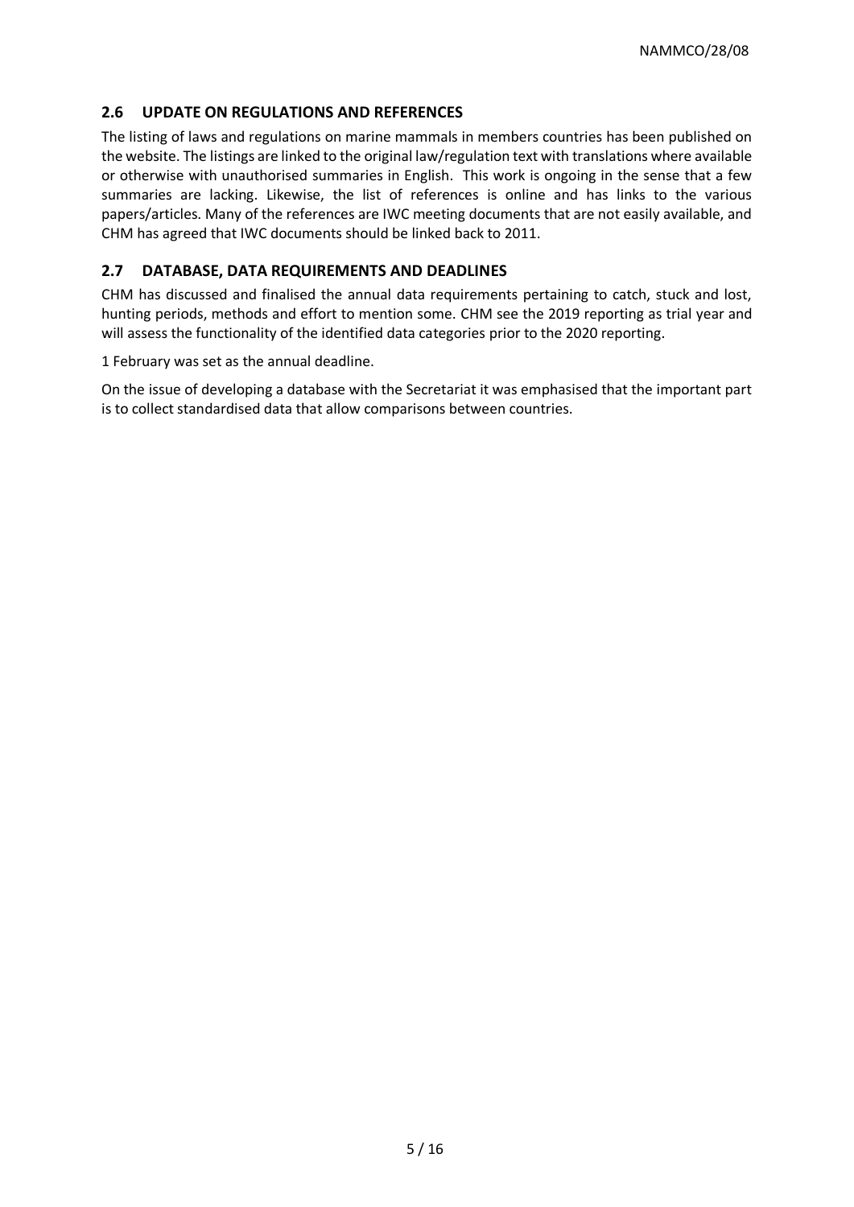## 2.6 UPDATE ON REGULATIONS AND REFERENCES

The listing of laws and regulations on marine mammals in members countries has been published on the website. The listings are linked to the original law/regulation text with translations where available or otherwise with unauthorised summaries in English. This work is ongoing in the sense that a few summaries are lacking. Likewise, the list of references is online and has links to the various papers/articles. Many of the references are IWC meeting documents that are not easily available, and CHM has agreed that IWC documents should be linked back to 2011.

## 2.7 DATABASE, DATA REQUIREMENTS AND DEADLINES

CHM has discussed and finalised the annual data requirements pertaining to catch, stuck and lost, hunting periods, methods and effort to mention some. CHM see the 2019 reporting as trial year and will assess the functionality of the identified data categories prior to the 2020 reporting.

1 February was set as the annual deadline.

On the issue of developing a database with the Secretariat it was emphasised that the important part is to collect standardised data that allow comparisons between countries.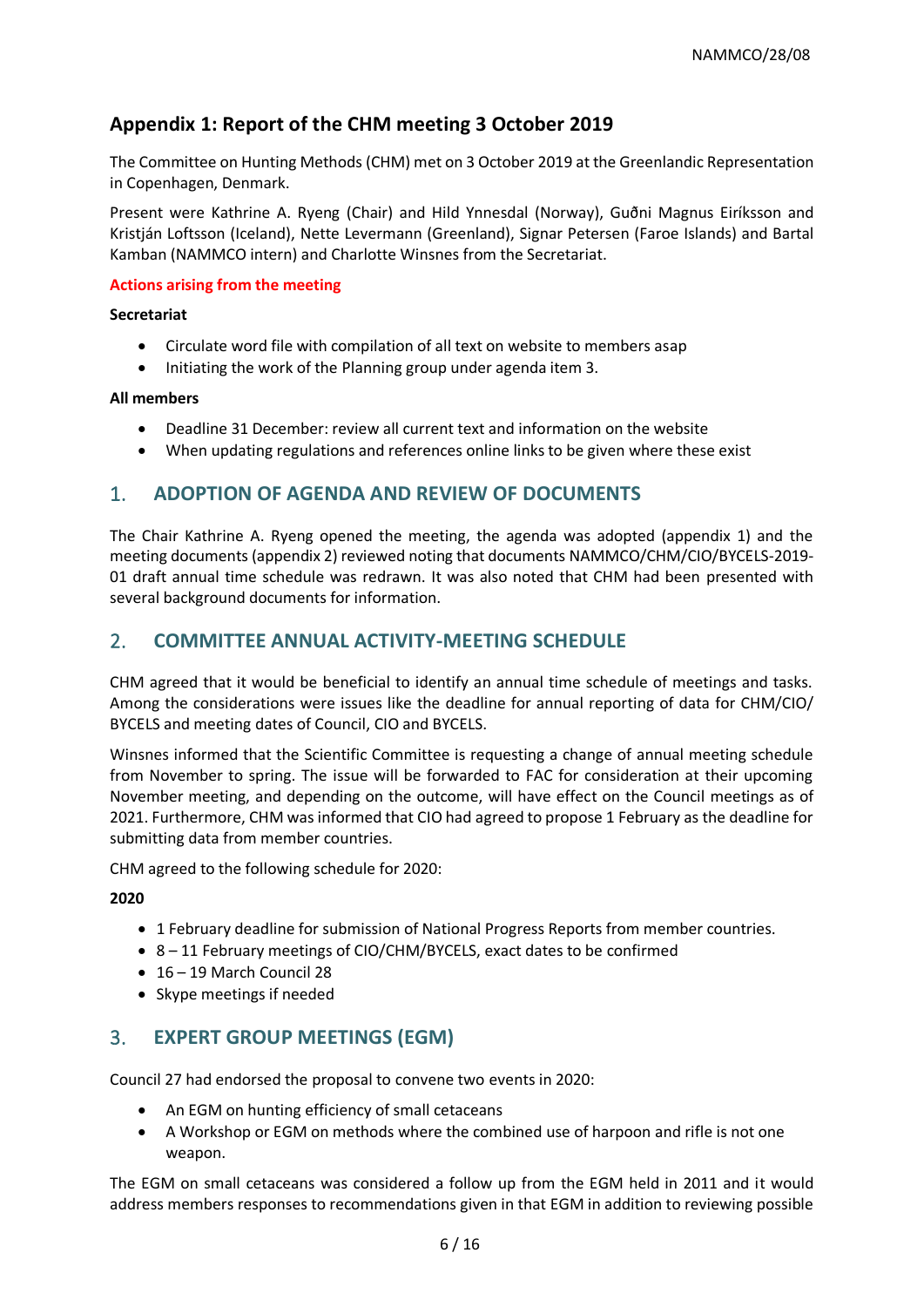## Appendix 1: Report of the CHM meeting 3 October 2019

The Committee on Hunting Methods (CHM) met on 3 October 2019 at the Greenlandic Representation in Copenhagen, Denmark.

Present were Kathrine A. Ryeng (Chair) and Hild Ynnesdal (Norway), Guðni Magnus Eiríksson and Kristján Loftsson (Iceland), Nette Levermann (Greenland), Signar Petersen (Faroe Islands) and Bartal Kamban (NAMMCO intern) and Charlotte Winsnes from the Secretariat.

**Actions arising from the meeting**

**Secretariat**

- Circulate word file with compilation of all text on website to members asap
- Initiating the work of the Planning group under agenda item 3.

**All members**

- Deadline 31 December: review all current text and information on the website
- When updating regulations and references online links to be given where these exist

## 1. ADOPTION OF AGENDA AND REVIEW OF DOCUMENTS

The Chair Kathrine A. Ryeng opened the meeting, the agenda was adopted (appendix 1) and the meeting documents (appendix 2) reviewed noting that documents NAMMCO/CHM/CIO/BYCELS-2019-01 draft annual time schedule was redrawn. It was also noted that CHM had been presented with several background documents for information.

## 2. COMMITTEE ANNUAL ACTIVITY-MEETING SCHEDULE

CHM agreed that it would be beneficial to identify an annual time schedule of meetings and tasks. Among the considerations were issues like the deadline for annual reporting of data for CHM/CIO/ BYCELS and meeting dates of Council, CIO and BYCELS.

Winsnes informed that the Scientific Committee is requesting a change of annual meeting schedule from November to spring. The issue will be forwarded to FAC for consideration at their upcoming November meeting, and depending on the outcome, will have effect on the Council meetings as of 2021. Furthermore, CHM was informed that CIO had agreed to propose 1 February as the deadline for submitting data from member countries.

CHM agreed to the following schedule for 2020:

**2020**

- 1 February deadline for submission of National Progress Reports from member countries.
- 8 – 11 February meetings of CIO/CHM/BYCELS, exact dates to be confirmed
- 16 – 19 March Council 28
- Skype meetings if needed

## 3. EXPERT GROUP MEETINGS (EGM)

Council 27 had endorsed the proposal to convene two events in 2020:

- An EGM on hunting efficiency of small cetaceans
- A Workshop or EGM on methods where the combined use of harpoon and rifle is not one weapon.

The EGM on small cetaceans was considered a follow up from the EGM held in 2011 and it would address members responses to recommendations given in that EGM in addition to reviewing possible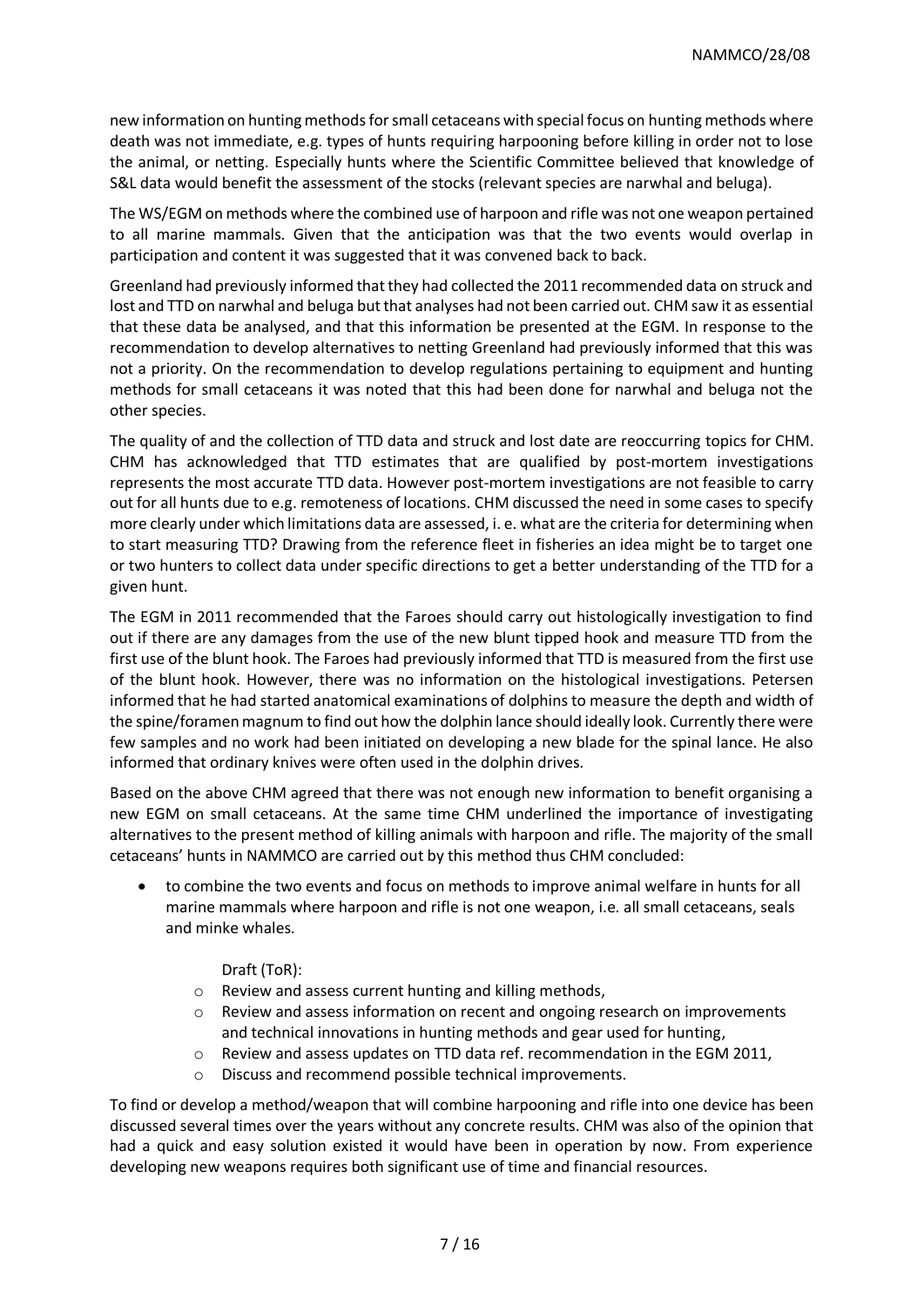new information on hunting methods for small cetaceans with special focus on hunting methods where death was not immediate, e.g. types of hunts requiring harpooning before killing in order not to lose the animal, or netting. Especially hunts where the Scientific Committee believed that knowledge of S&L data would benefit the assessment of the stocks (relevant species are narwhal and beluga).

The WS/EGM on methods where the combined use of harpoon and rifle was not one weapon pertained to all marine mammals. Given that the anticipation was that the two events would overlap in participation and content it was suggested that it was convened back to back.

Greenland had previously informed that they had collected the 2011 recommended data on struck and lost and TTD on narwhal and beluga but that analyses had not been carried out. CHM saw it as essential that these data be analysed, and that this information be presented at the EGM. In response to the recommendation to develop alternatives to netting Greenland had previously informed that this was not a priority. On the recommendation to develop regulations pertaining to equipment and hunting methods for small cetaceans it was noted that this had been done for narwhal and beluga not the other species.

The quality of and the collection of TTD data and struck and lost date are reoccurring topics for CHM. CHM has acknowledged that TTD estimates that are qualified by post-mortem investigations represents the most accurate TTD data. However post-mortem investigations are not feasible to carry out for all hunts due to e.g. remoteness of locations. CHM discussed the need in some cases to specify more clearly under which limitations data are assessed, i. e. what are the criteria for determining when to start measuring TTD? Drawing from the reference fleet in fisheries an idea might be to target one or two hunters to collect data under specific directions to get a better understanding of the TTD for a given hunt.

The EGM in 2011 recommended that the Faroes should carry out histologically investigation to find out if there are any damages from the use of the new blunt tipped hook and measure TTD from the first use of the blunt hook. The Faroes had previously informed that TTD is measured from the first use of the blunt hook. However, there was no information on the histological investigations. Petersen informed that he had started anatomical examinations of dolphins to measure the depth and width of the spine/foramen magnum to find out how the dolphin lance should ideally look. Currently there were few samples and no work had been initiated on developing a new blade for the spinal lance. He also informed that ordinary knives were often used in the dolphin drives.

Based on the above CHM agreed that there was not enough new information to benefit organising a new EGM on small cetaceans. At the same time CHM underlined the importance of investigating alternatives to the present method of killing animals with harpoon and rifle. The majority of the small cetaceans' hunts in NAMMCO are carried out by this method thus CHM concluded:

- to combine the two events and focus on methods to improve animal welfare in hunts for all marine mammals where harpoon and rifle is not one weapon, i.e. all small cetaceans, seals and minke whales.

  Draft (ToR):
  - Review and assess current hunting and killing methods,
  - Review and assess information on recent and ongoing research on improvements and technical innovations in hunting methods and gear used for hunting,
  - Review and assess updates on TTD data ref. recommendation in the EGM 2011,
  - Discuss and recommend possible technical improvements.

To find or develop a method/weapon that will combine harpooning and rifle into one device has been discussed several times over the years without any concrete results. CHM was also of the opinion that had a quick and easy solution existed it would have been in operation by now. From experience developing new weapons requires both significant use of time and financial resources.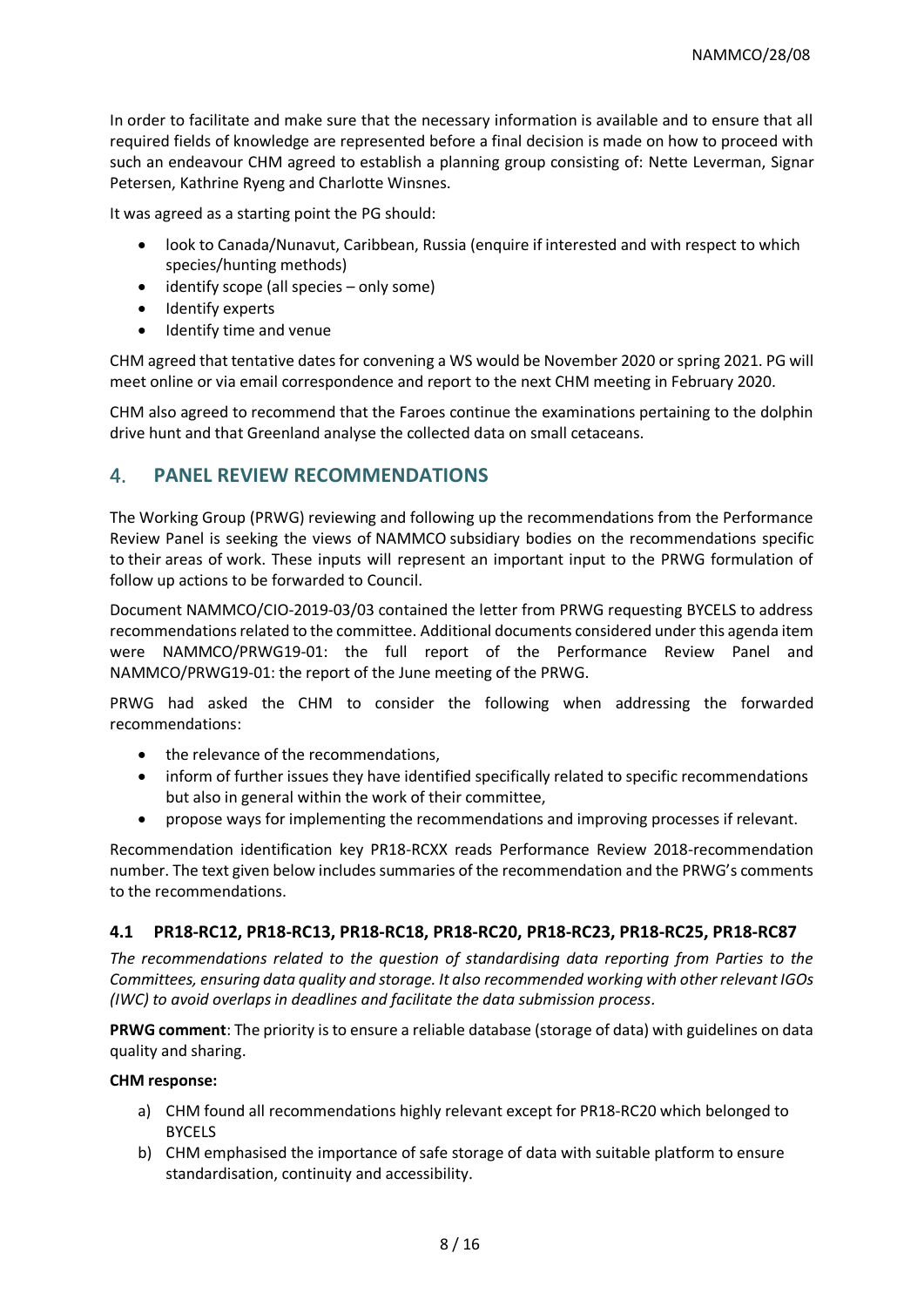In order to facilitate and make sure that the necessary information is available and to ensure that all required fields of knowledge are represented before a final decision is made on how to proceed with such an endeavour CHM agreed to establish a planning group consisting of: Nette Leverman, Signar Petersen, Kathrine Ryeng and Charlotte Winsnes.

It was agreed as a starting point the PG should:

- look to Canada/Nunavut, Caribbean, Russia (enquire if interested and with respect to which species/hunting methods)
- identify scope (all species – only some)
- Identify experts
- Identify time and venue

CHM agreed that tentative dates for convening a WS would be November 2020 or spring 2021. PG will meet online or via email correspondence and report to the next CHM meeting in February 2020.

CHM also agreed to recommend that the Faroes continue the examinations pertaining to the dolphin drive hunt and that Greenland analyse the collected data on small cetaceans.

## 4. PANEL REVIEW RECOMMENDATIONS

The Working Group (PRWG) reviewing and following up the recommendations from the Performance Review Panel is seeking the views of NAMMCO subsidiary bodies on the recommendations specific to their areas of work. These inputs will represent an important input to the PRWG formulation of follow up actions to be forwarded to Council.

Document NAMMCO/CIO-2019-03/03 contained the letter from PRWG requesting BYCELS to address recommendations related to the committee. Additional documents considered under this agenda item were NAMMCO/PRWG19-01: the full report of the Performance Review Panel and NAMMCO/PRWG19-01: the report of the June meeting of the PRWG.

PRWG had asked the CHM to consider the following when addressing the forwarded recommendations:

- the relevance of the recommendations,
- inform of further issues they have identified specifically related to specific recommendations but also in general within the work of their committee,
- propose ways for implementing the recommendations and improving processes if relevant.

Recommendation identification key PR18-RCXX reads Performance Review 2018-recommendation number. The text given below includes summaries of the recommendation and the PRWG's comments to the recommendations.

### 4.1 PR18-RC12, PR18-RC13, PR18-RC18, PR18-RC20, PR18-RC23, PR18-RC25, PR18-RC87

*The recommendations related to the question of standardising data reporting from Parties to the Committees, ensuring data quality and storage. It also recommended working with other relevant IGOs (IWC) to avoid overlaps in deadlines and facilitate the data submission process.*

**PRWG comment**: The priority is to ensure a reliable database (storage of data) with guidelines on data quality and sharing.

**CHM response:**

a) CHM found all recommendations highly relevant except for PR18-RC20 which belonged to BYCELS
b) CHM emphasised the importance of safe storage of data with suitable platform to ensure standardisation, continuity and accessibility.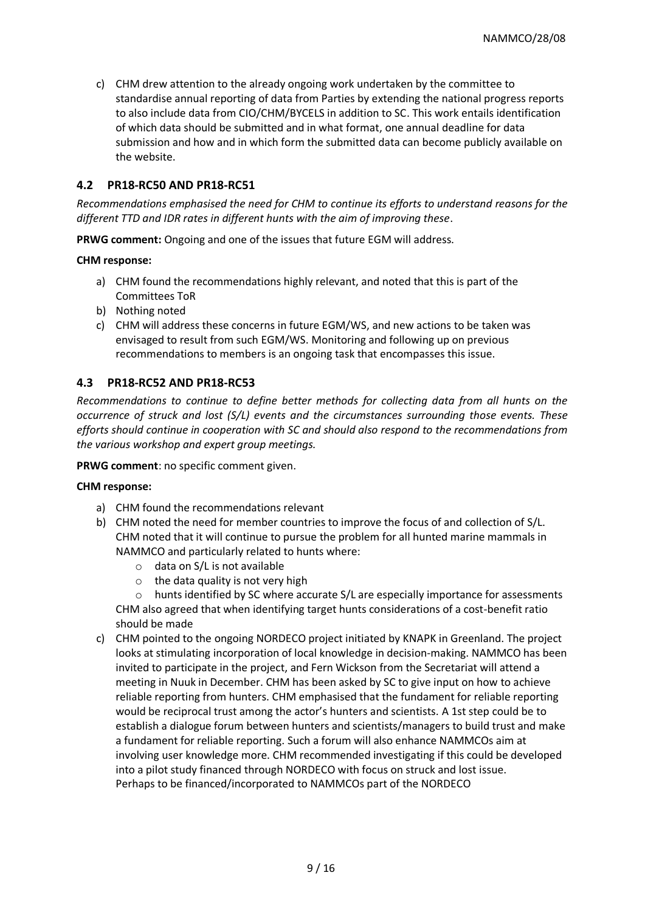c) CHM drew attention to the already ongoing work undertaken by the committee to standardise annual reporting of data from Parties by extending the national progress reports to also include data from CIO/CHM/BYCELS in addition to SC. This work entails identification of which data should be submitted and in what format, one annual deadline for data submission and how and in which form the submitted data can become publicly available on the website.

## 4.2 PR18-RC50 AND PR18-RC51

*Recommendations emphasised the need for CHM to continue its efforts to understand reasons for the different TTD and IDR rates in different hunts with the aim of improving these*.

**PRWG comment:** Ongoing and one of the issues that future EGM will address.

**CHM response:**

a) CHM found the recommendations highly relevant, and noted that this is part of the Committees ToR
b) Nothing noted
c) CHM will address these concerns in future EGM/WS, and new actions to be taken was envisaged to result from such EGM/WS. Monitoring and following up on previous recommendations to members is an ongoing task that encompasses this issue.

## 4.3 PR18-RC52 AND PR18-RC53

*Recommendations to continue to define better methods for collecting data from all hunts on the occurrence of struck and lost (S/L) events and the circumstances surrounding those events. These efforts should continue in cooperation with SC and should also respond to the recommendations from the various workshop and expert group meetings.*

**PRWG comment**: no specific comment given.

**CHM response:**

a) CHM found the recommendations relevant
b) CHM noted the need for member countries to improve the focus of and collection of S/L. CHM noted that it will continue to pursue the problem for all hunted marine mammals in NAMMCO and particularly related to hunts where:
   - data on S/L is not available
   - the data quality is not very high
   - hunts identified by SC where accurate S/L are especially importance for assessments

   CHM also agreed that when identifying target hunts considerations of a cost-benefit ratio should be made
c) CHM pointed to the ongoing NORDECO project initiated by KNAPK in Greenland. The project looks at stimulating incorporation of local knowledge in decision-making. NAMMCO has been invited to participate in the project, and Fern Wickson from the Secretariat will attend a meeting in Nuuk in December. CHM has been asked by SC to give input on how to achieve reliable reporting from hunters. CHM emphasised that the fundament for reliable reporting would be reciprocal trust among the actor's hunters and scientists. A 1st step could be to establish a dialogue forum between hunters and scientists/managers to build trust and make a fundament for reliable reporting. Such a forum will also enhance NAMMCOs aim at involving user knowledge more. CHM recommended investigating if this could be developed into a pilot study financed through NORDECO with focus on struck and lost issue.
   Perhaps to be financed/incorporated to NAMMCOs part of the NORDECO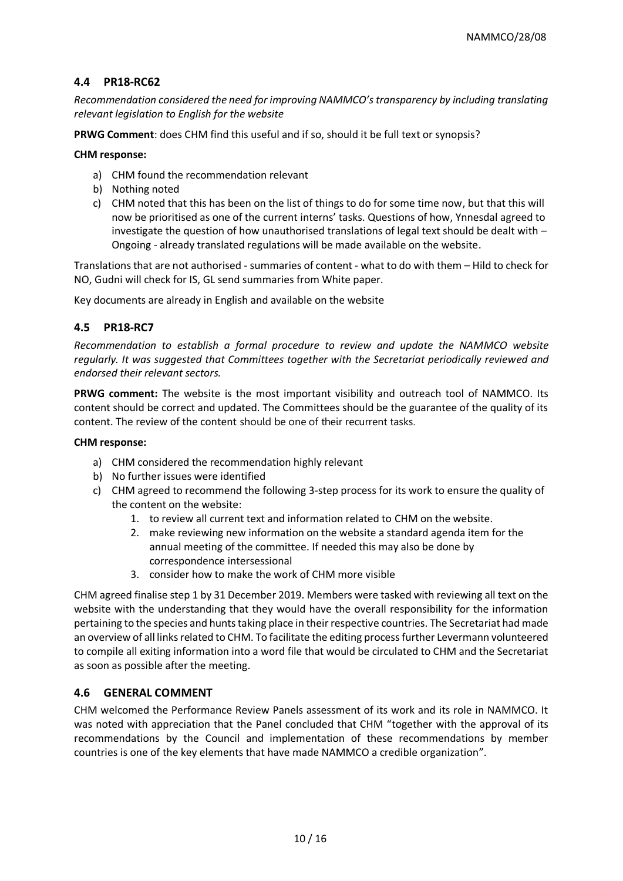## 4.4 PR18-RC62

*Recommendation considered the need for improving NAMMCO's transparency by including translating relevant legislation to English for the website*

**PRWG Comment**: does CHM find this useful and if so, should it be full text or synopsis?

**CHM response:**

a) CHM found the recommendation relevant
b) Nothing noted
c) CHM noted that this has been on the list of things to do for some time now, but that this will now be prioritised as one of the current interns' tasks. Questions of how, Ynnesdal agreed to investigate the question of how unauthorised translations of legal text should be dealt with – Ongoing - already translated regulations will be made available on the website.

Translations that are not authorised - summaries of content - what to do with them – Hild to check for NO, Gudni will check for IS, GL send summaries from White paper.

Key documents are already in English and available on the website

## 4.5 PR18-RC7

*Recommendation to establish a formal procedure to review and update the NAMMCO website regularly. It was suggested that Committees together with the Secretariat periodically reviewed and endorsed their relevant sectors.*

**PRWG comment:** The website is the most important visibility and outreach tool of NAMMCO. Its content should be correct and updated. The Committees should be the guarantee of the quality of its content. The review of the content should be one of their recurrent tasks.

**CHM response:**

a) CHM considered the recommendation highly relevant
b) No further issues were identified
c) CHM agreed to recommend the following 3-step process for its work to ensure the quality of the content on the website:
    1. to review all current text and information related to CHM on the website.
    2. make reviewing new information on the website a standard agenda item for the annual meeting of the committee. If needed this may also be done by correspondence intersessional
    3. consider how to make the work of CHM more visible

CHM agreed finalise step 1 by 31 December 2019. Members were tasked with reviewing all text on the website with the understanding that they would have the overall responsibility for the information pertaining to the species and hunts taking place in their respective countries. The Secretariat had made an overview of all links related to CHM. To facilitate the editing process further Levermann volunteered to compile all exiting information into a word file that would be circulated to CHM and the Secretariat as soon as possible after the meeting.

## 4.6 GENERAL COMMENT

CHM welcomed the Performance Review Panels assessment of its work and its role in NAMMCO. It was noted with appreciation that the Panel concluded that CHM "together with the approval of its recommendations by the Council and implementation of these recommendations by member countries is one of the key elements that have made NAMMCO a credible organization".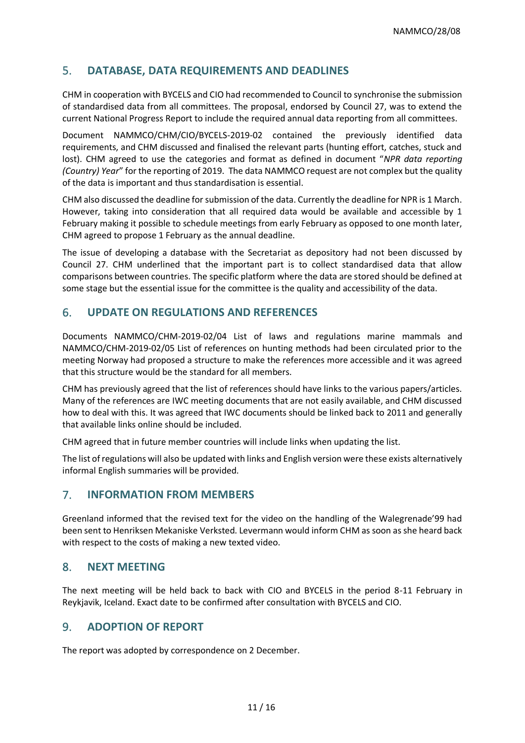## 5. DATABASE, DATA REQUIREMENTS AND DEADLINES

CHM in cooperation with BYCELS and CIO had recommended to Council to synchronise the submission of standardised data from all committees. The proposal, endorsed by Council 27, was to extend the current National Progress Report to include the required annual data reporting from all committees.

Document NAMMCO/CHM/CIO/BYCELS-2019-02 contained the previously identified data requirements, and CHM discussed and finalised the relevant parts (hunting effort, catches, stuck and lost). CHM agreed to use the categories and format as defined in document "*NPR data reporting (Country) Year*" for the reporting of 2019. The data NAMMCO request are not complex but the quality of the data is important and thus standardisation is essential.

CHM also discussed the deadline for submission of the data. Currently the deadline for NPR is 1 March. However, taking into consideration that all required data would be available and accessible by 1 February making it possible to schedule meetings from early February as opposed to one month later, CHM agreed to propose 1 February as the annual deadline.

The issue of developing a database with the Secretariat as depository had not been discussed by Council 27. CHM underlined that the important part is to collect standardised data that allow comparisons between countries. The specific platform where the data are stored should be defined at some stage but the essential issue for the committee is the quality and accessibility of the data.

## 6. UPDATE ON REGULATIONS AND REFERENCES

Documents NAMMCO/CHM-2019-02/04 List of laws and regulations marine mammals and NAMMCO/CHM-2019-02/05 List of references on hunting methods had been circulated prior to the meeting Norway had proposed a structure to make the references more accessible and it was agreed that this structure would be the standard for all members.

CHM has previously agreed that the list of references should have links to the various papers/articles. Many of the references are IWC meeting documents that are not easily available, and CHM discussed how to deal with this. It was agreed that IWC documents should be linked back to 2011 and generally that available links online should be included.

CHM agreed that in future member countries will include links when updating the list.

The list of regulations will also be updated with links and English version were these exists alternatively informal English summaries will be provided.

## 7. INFORMATION FROM MEMBERS

Greenland informed that the revised text for the video on the handling of the Walegrenade'99 had been sent to Henriksen Mekaniske Verksted. Levermann would inform CHM as soon as she heard back with respect to the costs of making a new texted video.

## 8. NEXT MEETING

The next meeting will be held back to back with CIO and BYCELS in the period 8-11 February in Reykjavik, Iceland. Exact date to be confirmed after consultation with BYCELS and CIO.

## 9. ADOPTION OF REPORT

The report was adopted by correspondence on 2 December.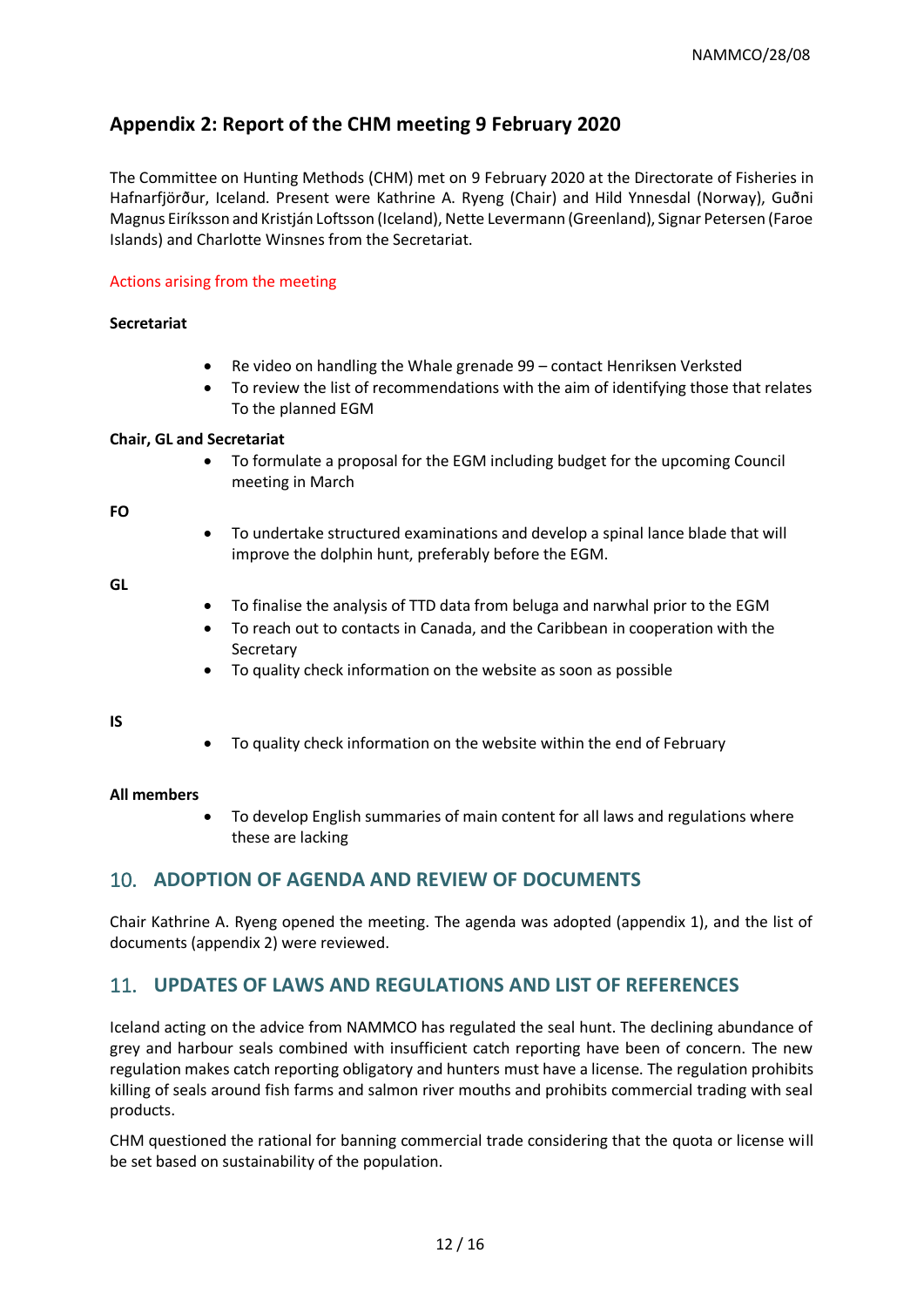## Appendix 2: Report of the CHM meeting 9 February 2020

The Committee on Hunting Methods (CHM) met on 9 February 2020 at the Directorate of Fisheries in Hafnarfjörður, Iceland. Present were Kathrine A. Ryeng (Chair) and Hild Ynnesdal (Norway), Guðni Magnus Eiríksson and Kristján Loftsson (Iceland), Nette Levermann (Greenland), Signar Petersen (Faroe Islands) and Charlotte Winsnes from the Secretariat.

Actions arising from the meeting

**Secretariat**

- Re video on handling the Whale grenade 99 – contact Henriksen Verksted
- To review the list of recommendations with the aim of identifying those that relates To the planned EGM

**Chair, GL and Secretariat**

- To formulate a proposal for the EGM including budget for the upcoming Council meeting in March

**FO**

- To undertake structured examinations and develop a spinal lance blade that will improve the dolphin hunt, preferably before the EGM.

**GL**

- To finalise the analysis of TTD data from beluga and narwhal prior to the EGM
- To reach out to contacts in Canada, and the Caribbean in cooperation with the Secretary
- To quality check information on the website as soon as possible

**IS**

- To quality check information on the website within the end of February

**All members**

- To develop English summaries of main content for all laws and regulations where these are lacking

## 10. ADOPTION OF AGENDA AND REVIEW OF DOCUMENTS

Chair Kathrine A. Ryeng opened the meeting. The agenda was adopted (appendix 1), and the list of documents (appendix 2) were reviewed.

## 11. UPDATES OF LAWS AND REGULATIONS AND LIST OF REFERENCES

Iceland acting on the advice from NAMMCO has regulated the seal hunt. The declining abundance of grey and harbour seals combined with insufficient catch reporting have been of concern. The new regulation makes catch reporting obligatory and hunters must have a license. The regulation prohibits killing of seals around fish farms and salmon river mouths and prohibits commercial trading with seal products.

CHM questioned the rational for banning commercial trade considering that the quota or license will be set based on sustainability of the population.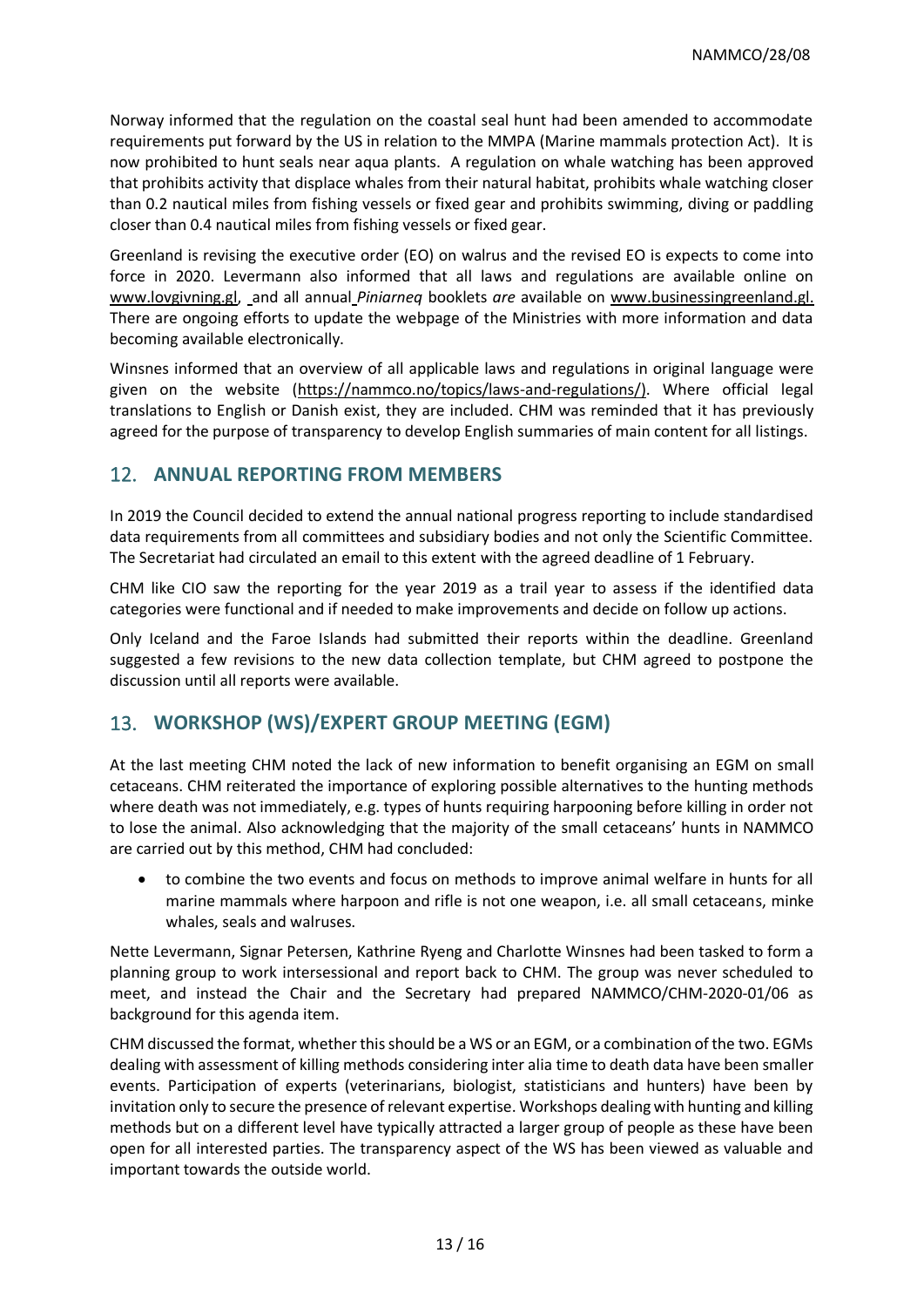Norway informed that the regulation on the coastal seal hunt had been amended to accommodate requirements put forward by the US in relation to the MMPA (Marine mammals protection Act). It is now prohibited to hunt seals near aqua plants. A regulation on whale watching has been approved that prohibits activity that displace whales from their natural habitat, prohibits whale watching closer than 0.2 nautical miles from fishing vessels or fixed gear and prohibits swimming, diving or paddling closer than 0.4 nautical miles from fishing vessels or fixed gear.

Greenland is revising the executive order (EO) on walrus and the revised EO is expects to come into force in 2020. Levermann also informed that all laws and regulations are available online on www.lovgivning.gl, and all annual *Piniarneq* booklets *are* available on www.businessingreenland.gl. There are ongoing efforts to update the webpage of the Ministries with more information and data becoming available electronically.

Winsnes informed that an overview of all applicable laws and regulations in original language were given on the website (https://nammco.no/topics/laws-and-regulations/). Where official legal translations to English or Danish exist, they are included. CHM was reminded that it has previously agreed for the purpose of transparency to develop English summaries of main content for all listings.

## 12. ANNUAL REPORTING FROM MEMBERS

In 2019 the Council decided to extend the annual national progress reporting to include standardised data requirements from all committees and subsidiary bodies and not only the Scientific Committee. The Secretariat had circulated an email to this extent with the agreed deadline of 1 February.

CHM like CIO saw the reporting for the year 2019 as a trail year to assess if the identified data categories were functional and if needed to make improvements and decide on follow up actions.

Only Iceland and the Faroe Islands had submitted their reports within the deadline. Greenland suggested a few revisions to the new data collection template, but CHM agreed to postpone the discussion until all reports were available.

## 13. WORKSHOP (WS)/EXPERT GROUP MEETING (EGM)

At the last meeting CHM noted the lack of new information to benefit organising an EGM on small cetaceans. CHM reiterated the importance of exploring possible alternatives to the hunting methods where death was not immediately, e.g. types of hunts requiring harpooning before killing in order not to lose the animal. Also acknowledging that the majority of the small cetaceans' hunts in NAMMCO are carried out by this method, CHM had concluded:

- to combine the two events and focus on methods to improve animal welfare in hunts for all marine mammals where harpoon and rifle is not one weapon, i.e. all small cetaceans, minke whales, seals and walruses.

Nette Levermann, Signar Petersen, Kathrine Ryeng and Charlotte Winsnes had been tasked to form a planning group to work intersessional and report back to CHM. The group was never scheduled to meet, and instead the Chair and the Secretary had prepared NAMMCO/CHM-2020-01/06 as background for this agenda item.

CHM discussed the format, whether this should be a WS or an EGM, or a combination of the two. EGMs dealing with assessment of killing methods considering inter alia time to death data have been smaller events. Participation of experts (veterinarians, biologist, statisticians and hunters) have been by invitation only to secure the presence of relevant expertise. Workshops dealing with hunting and killing methods but on a different level have typically attracted a larger group of people as these have been open for all interested parties. The transparency aspect of the WS has been viewed as valuable and important towards the outside world.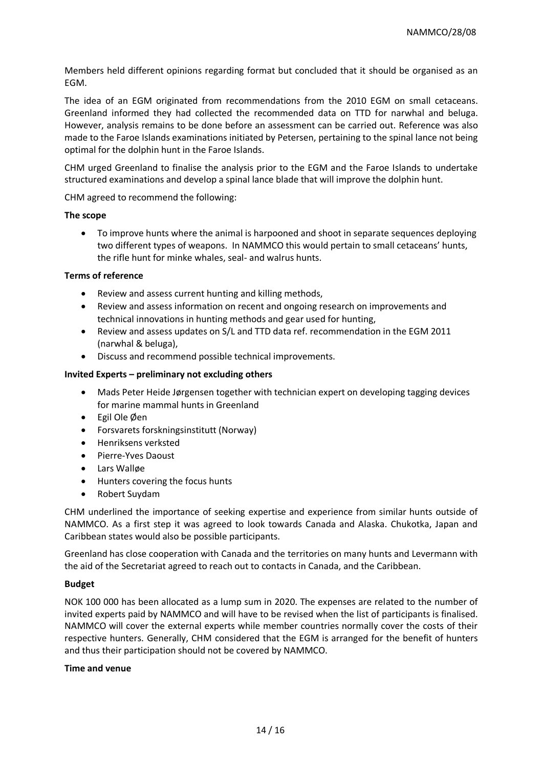Members held different opinions regarding format but concluded that it should be organised as an EGM.

The idea of an EGM originated from recommendations from the 2010 EGM on small cetaceans. Greenland informed they had collected the recommended data on TTD for narwhal and beluga. However, analysis remains to be done before an assessment can be carried out. Reference was also made to the Faroe Islands examinations initiated by Petersen, pertaining to the spinal lance not being optimal for the dolphin hunt in the Faroe Islands.

CHM urged Greenland to finalise the analysis prior to the EGM and the Faroe Islands to undertake structured examinations and develop a spinal lance blade that will improve the dolphin hunt.

CHM agreed to recommend the following:

**The scope**

- To improve hunts where the animal is harpooned and shoot in separate sequences deploying two different types of weapons. In NAMMCO this would pertain to small cetaceans' hunts, the rifle hunt for minke whales, seal- and walrus hunts.

**Terms of reference**

- Review and assess current hunting and killing methods,
- Review and assess information on recent and ongoing research on improvements and technical innovations in hunting methods and gear used for hunting,
- Review and assess updates on S/L and TTD data ref. recommendation in the EGM 2011 (narwhal & beluga),
- Discuss and recommend possible technical improvements.

**Invited Experts – preliminary not excluding others**

- Mads Peter Heide Jørgensen together with technician expert on developing tagging devices for marine mammal hunts in Greenland
- Egil Ole Øen
- Forsvarets forskningsinstitutt (Norway)
- Henriksens verksted
- Pierre-Yves Daoust
- Lars Walløe
- Hunters covering the focus hunts
- Robert Suydam

CHM underlined the importance of seeking expertise and experience from similar hunts outside of NAMMCO. As a first step it was agreed to look towards Canada and Alaska. Chukotka, Japan and Caribbean states would also be possible participants.

Greenland has close cooperation with Canada and the territories on many hunts and Levermann with the aid of the Secretariat agreed to reach out to contacts in Canada, and the Caribbean.

**Budget**

NOK 100 000 has been allocated as a lump sum in 2020. The expenses are related to the number of invited experts paid by NAMMCO and will have to be revised when the list of participants is finalised. NAMMCO will cover the external experts while member countries normally cover the costs of their respective hunters. Generally, CHM considered that the EGM is arranged for the benefit of hunters and thus their participation should not be covered by NAMMCO.

**Time and venue**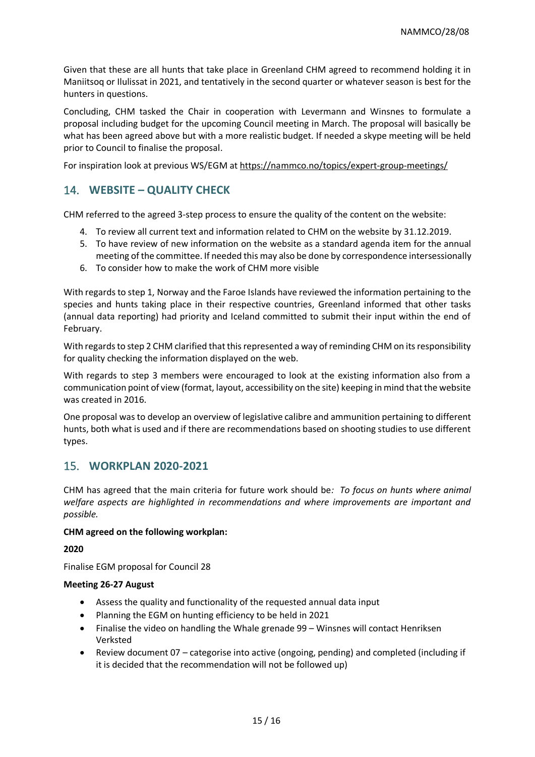Given that these are all hunts that take place in Greenland CHM agreed to recommend holding it in Maniitsoq or Ilulissat in 2021, and tentatively in the second quarter or whatever season is best for the hunters in questions.

Concluding, CHM tasked the Chair in cooperation with Levermann and Winsnes to formulate a proposal including budget for the upcoming Council meeting in March. The proposal will basically be what has been agreed above but with a more realistic budget. If needed a skype meeting will be held prior to Council to finalise the proposal.

For inspiration look at previous WS/EGM at https://nammco.no/topics/expert-group-meetings/

## 14. WEBSITE – QUALITY CHECK

CHM referred to the agreed 3-step process to ensure the quality of the content on the website:

4. To review all current text and information related to CHM on the website by 31.12.2019.
5. To have review of new information on the website as a standard agenda item for the annual meeting of the committee. If needed this may also be done by correspondence intersessionally
6. To consider how to make the work of CHM more visible

With regards to step 1, Norway and the Faroe Islands have reviewed the information pertaining to the species and hunts taking place in their respective countries, Greenland informed that other tasks (annual data reporting) had priority and Iceland committed to submit their input within the end of February.

With regards to step 2 CHM clarified that this represented a way of reminding CHM on its responsibility for quality checking the information displayed on the web.

With regards to step 3 members were encouraged to look at the existing information also from a communication point of view (format, layout, accessibility on the site) keeping in mind that the website was created in 2016.

One proposal was to develop an overview of legislative calibre and ammunition pertaining to different hunts, both what is used and if there are recommendations based on shooting studies to use different types.

## 15. WORKPLAN 2020-2021

CHM has agreed that the main criteria for future work should be*: To focus on hunts where animal welfare aspects are highlighted in recommendations and where improvements are important and possible.*

**CHM agreed on the following workplan:**

**2020**

Finalise EGM proposal for Council 28

**Meeting 26-27 August**

- Assess the quality and functionality of the requested annual data input
- Planning the EGM on hunting efficiency to be held in 2021
- Finalise the video on handling the Whale grenade 99 – Winsnes will contact Henriksen Verksted
- Review document 07 – categorise into active (ongoing, pending) and completed (including if it is decided that the recommendation will not be followed up)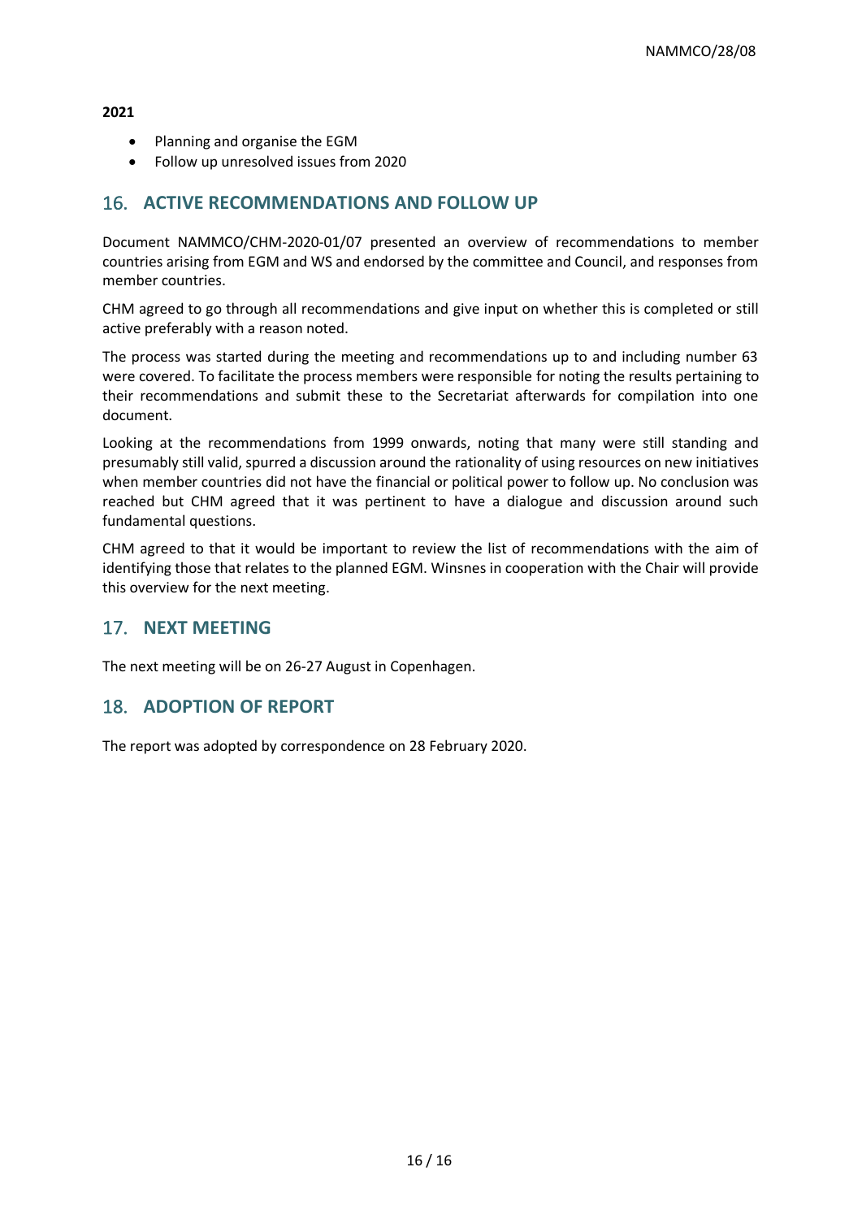**2021**

- Planning and organise the EGM
- Follow up unresolved issues from 2020

## 16. ACTIVE RECOMMENDATIONS AND FOLLOW UP

Document NAMMCO/CHM-2020-01/07 presented an overview of recommendations to member countries arising from EGM and WS and endorsed by the committee and Council, and responses from member countries.

CHM agreed to go through all recommendations and give input on whether this is completed or still active preferably with a reason noted.

The process was started during the meeting and recommendations up to and including number 63 were covered. To facilitate the process members were responsible for noting the results pertaining to their recommendations and submit these to the Secretariat afterwards for compilation into one document.

Looking at the recommendations from 1999 onwards, noting that many were still standing and presumably still valid, spurred a discussion around the rationality of using resources on new initiatives when member countries did not have the financial or political power to follow up. No conclusion was reached but CHM agreed that it was pertinent to have a dialogue and discussion around such fundamental questions.

CHM agreed to that it would be important to review the list of recommendations with the aim of identifying those that relates to the planned EGM. Winsnes in cooperation with the Chair will provide this overview for the next meeting.

## 17. NEXT MEETING

The next meeting will be on 26-27 August in Copenhagen.

## 18. ADOPTION OF REPORT

The report was adopted by correspondence on 28 February 2020.